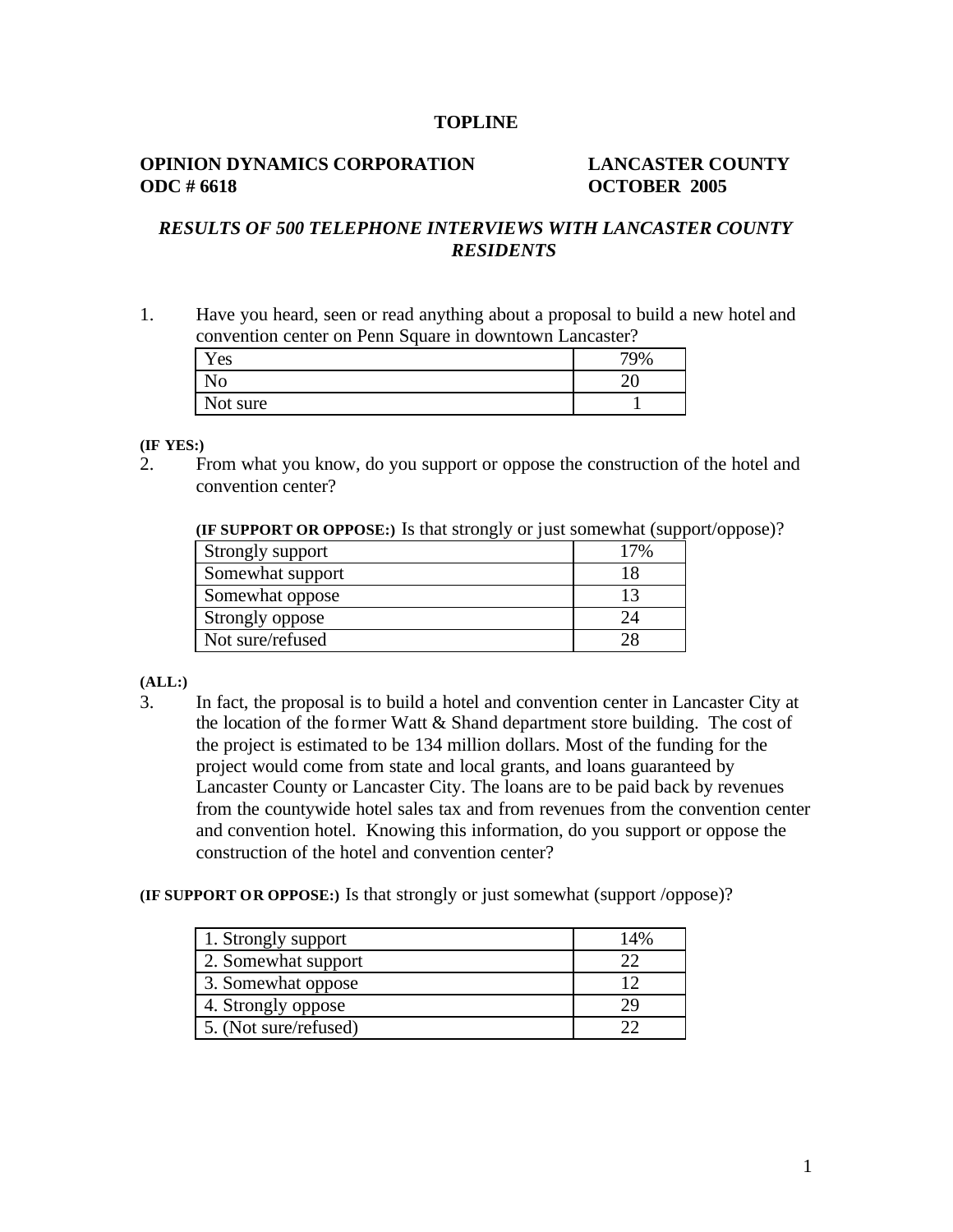**TOPLINE**

**OPINION DYNAMICS CORPORATION** **LANCASTER COUNTY**
**ODC # 6618** **OCTOBER 2005**

***RESULTS OF 500 TELEPHONE INTERVIEWS WITH LANCASTER COUNTY RESIDENTS***

1. Have you heard, seen or read anything about a proposal to build a new hotel and convention center on Penn Square in downtown Lancaster?

| | |
|---|---|
| Yes | 79% |
| No | 20 |
| Not sure | 1 |

**(IF YES:)**

2. From what you know, do you support or oppose the construction of the hotel and convention center?

**(IF SUPPORT OR OPPOSE:)** Is that strongly or just somewhat (support/oppose)?

| | |
|---|---|
| Strongly support | 17% |
| Somewhat support | 18 |
| Somewhat oppose | 13 |
| Strongly oppose | 24 |
| Not sure/refused | 28 |

**(ALL:)**

3. In fact, the proposal is to build a hotel and convention center in Lancaster City at the location of the former Watt & Shand department store building. The cost of the project is estimated to be 134 million dollars. Most of the funding for the project would come from state and local grants, and loans guaranteed by Lancaster County or Lancaster City. The loans are to be paid back by revenues from the countywide hotel sales tax and from revenues from the convention center and convention hotel. Knowing this information, do you support or oppose the construction of the hotel and convention center?

**(IF SUPPORT OR OPPOSE:)** Is that strongly or just somewhat (support /oppose)?

| | |
|---|---|
| 1. Strongly support | 14% |
| 2. Somewhat support | 22 |
| 3. Somewhat oppose | 12 |
| 4. Strongly oppose | 29 |
| 5. (Not sure/refused) | 22 |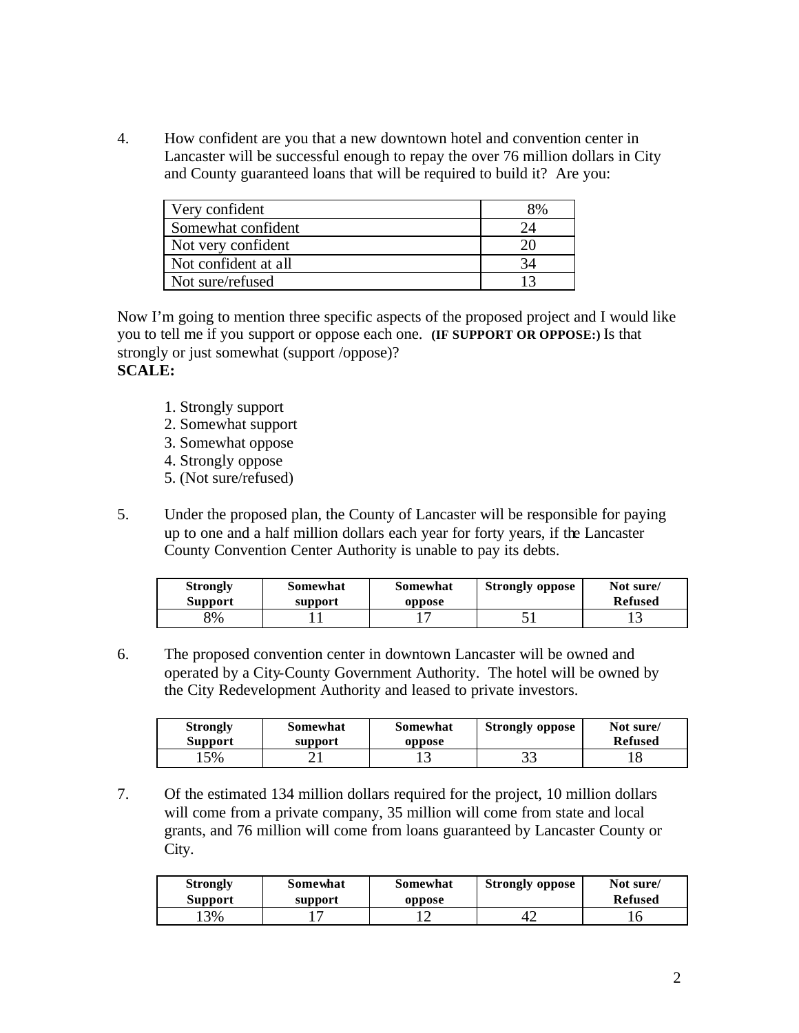4. How confident are you that a new downtown hotel and convention center in Lancaster will be successful enough to repay the over 76 million dollars in City and County guaranteed loans that will be required to build it? Are you:

| | |
|---|---|
| Very confident | 8% |
| Somewhat confident | 24 |
| Not very confident | 20 |
| Not confident at all | 34 |
| Not sure/refused | 13 |

Now I'm going to mention three specific aspects of the proposed project and I would like you to tell me if you support or oppose each one. **(IF SUPPORT OR OPPOSE:)** Is that strongly or just somewhat (support /oppose)?

**SCALE:**

1. Strongly support
2. Somewhat support
3. Somewhat oppose
4. Strongly oppose
5. (Not sure/refused)

5. Under the proposed plan, the County of Lancaster will be responsible for paying up to one and a half million dollars each year for forty years, if the Lancaster County Convention Center Authority is unable to pay its debts.

| Strongly Support | Somewhat support | Somewhat oppose | Strongly oppose | Not sure/ Refused |
|---|---|---|---|---|
| 8% | 11 | 17 | 51 | 13 |

6. The proposed convention center in downtown Lancaster will be owned and operated by a City-County Government Authority. The hotel will be owned by the City Redevelopment Authority and leased to private investors.

| Strongly Support | Somewhat support | Somewhat oppose | Strongly oppose | Not sure/ Refused |
|---|---|---|---|---|
| 15% | 21 | 13 | 33 | 18 |

7. Of the estimated 134 million dollars required for the project, 10 million dollars will come from a private company, 35 million will come from state and local grants, and 76 million will come from loans guaranteed by Lancaster County or City.

| Strongly Support | Somewhat support | Somewhat oppose | Strongly oppose | Not sure/ Refused |
|---|---|---|---|---|
| 13% | 17 | 12 | 42 | 16 |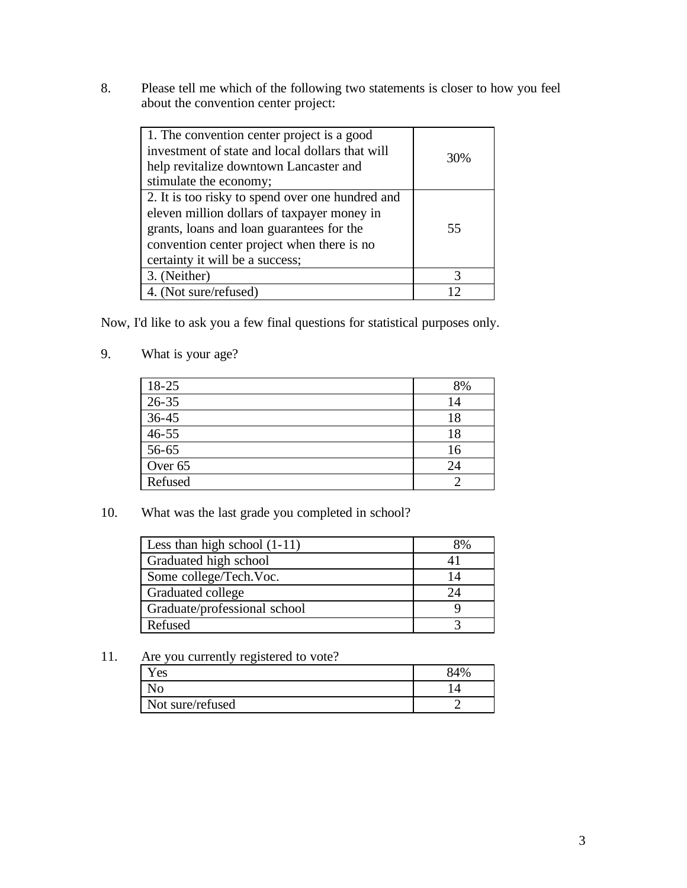8. Please tell me which of the following two statements is closer to how you feel about the convention center project:

| | |
|---|---|
| 1. The convention center project is a good investment of state and local dollars that will help revitalize downtown Lancaster and stimulate the economy; | 30% |
| 2. It is too risky to spend over one hundred and eleven million dollars of taxpayer money in grants, loans and loan guarantees for the convention center project when there is no certainty it will be a success; | 55 |
| 3. (Neither) | 3 |
| 4. (Not sure/refused) | 12 |

Now, I'd like to ask you a few final questions for statistical purposes only.

9. What is your age?

| | |
|---|---|
| 18-25 | 8% |
| 26-35 | 14 |
| 36-45 | 18 |
| 46-55 | 18 |
| 56-65 | 16 |
| Over 65 | 24 |
| Refused | 2 |

10. What was the last grade you completed in school?

| | |
|---|---|
| Less than high school (1-11) | 8% |
| Graduated high school | 41 |
| Some college/Tech.Voc. | 14 |
| Graduated college | 24 |
| Graduate/professional school | 9 |
| Refused | 3 |

11. Are you currently registered to vote?

| | |
|---|---|
| Yes | 84% |
| No | 14 |
| Not sure/refused | 2 |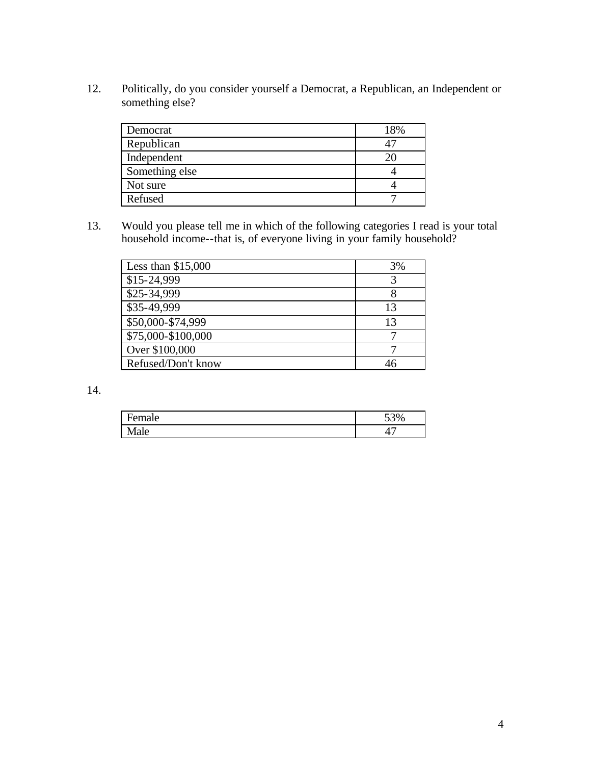12. Politically, do you consider yourself a Democrat, a Republican, an Independent or something else?

| | |
|---|---|
| Democrat | 18% |
| Republican | 47 |
| Independent | 20 |
| Something else | 4 |
| Not sure | 4 |
| Refused | 7 |

13. Would you please tell me in which of the following categories I read is your total household income--that is, of everyone living in your family household?

| | |
|---|---|
| Less than $15,000 | 3% |
| $15-24,999 | 3 |
| $25-34,999 | 8 |
| $35-49,999 | 13 |
| $50,000-$74,999 | 13 |
| $75,000-$100,000 | 7 |
| Over $100,000 | 7 |
| Refused/Don't know | 46 |

14.

| | |
|---|---|
| Female | 53% |
| Male | 47 |